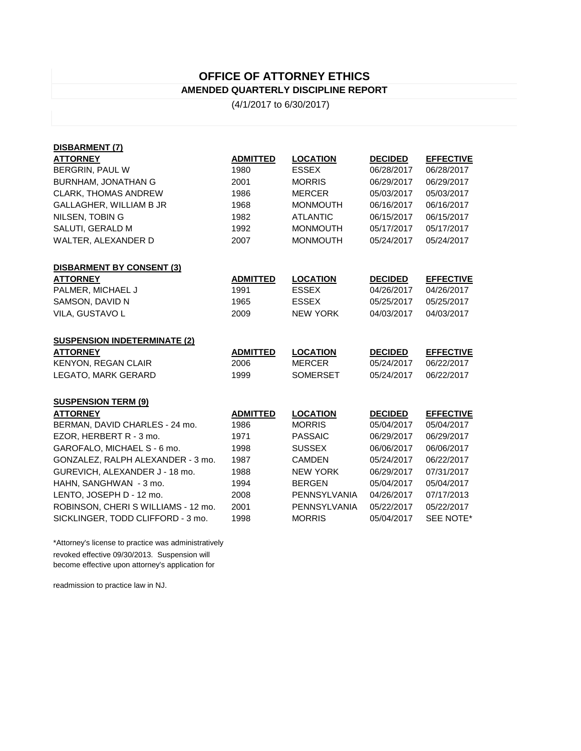# OFFICE OF ATTORNEY ETHICS

## AMENDED QUARTERLY DISCIPLINE REPORT

(4/1/2017 to 6/30/2017)

### DISBARMENT (7)

| ATTORNEY | ADMITTED | LOCATION | DECIDED | EFFECTIVE |
|---|---|---|---|---|
| BERGRIN, PAUL W | 1980 | ESSEX | 06/28/2017 | 06/28/2017 |
| BURNHAM, JONATHAN G | 2001 | MORRIS | 06/29/2017 | 06/29/2017 |
| CLARK, THOMAS ANDREW | 1986 | MERCER | 05/03/2017 | 05/03/2017 |
| GALLAGHER, WILLIAM B JR | 1968 | MONMOUTH | 06/16/2017 | 06/16/2017 |
| NILSEN, TOBIN G | 1982 | ATLANTIC | 06/15/2017 | 06/15/2017 |
| SALUTI, GERALD M | 1992 | MONMOUTH | 05/17/2017 | 05/17/2017 |
| WALTER, ALEXANDER D | 2007 | MONMOUTH | 05/24/2017 | 05/24/2017 |

### DISBARMENT BY CONSENT (3)

| ATTORNEY | ADMITTED | LOCATION | DECIDED | EFFECTIVE |
|---|---|---|---|---|
| PALMER, MICHAEL J | 1991 | ESSEX | 04/26/2017 | 04/26/2017 |
| SAMSON, DAVID N | 1965 | ESSEX | 05/25/2017 | 05/25/2017 |
| VILA, GUSTAVO L | 2009 | NEW YORK | 04/03/2017 | 04/03/2017 |

### SUSPENSION INDETERMINATE (2)

| ATTORNEY | ADMITTED | LOCATION | DECIDED | EFFECTIVE |
|---|---|---|---|---|
| KENYON, REGAN CLAIR | 2006 | MERCER | 05/24/2017 | 06/22/2017 |
| LEGATO, MARK GERARD | 1999 | SOMERSET | 05/24/2017 | 06/22/2017 |

### SUSPENSION TERM (9)

| ATTORNEY | ADMITTED | LOCATION | DECIDED | EFFECTIVE |
|---|---|---|---|---|
| BERMAN, DAVID CHARLES - 24 mo. | 1986 | MORRIS | 05/04/2017 | 05/04/2017 |
| EZOR, HERBERT R - 3 mo. | 1971 | PASSAIC | 06/29/2017 | 06/29/2017 |
| GAROFALO, MICHAEL S - 6 mo. | 1998 | SUSSEX | 06/06/2017 | 06/06/2017 |
| GONZALEZ, RALPH ALEXANDER - 3 mo. | 1987 | CAMDEN | 05/24/2017 | 06/22/2017 |
| GUREVICH, ALEXANDER J - 18 mo. | 1988 | NEW YORK | 06/29/2017 | 07/31/2017 |
| HAHN, SANGHWAN - 3 mo. | 1994 | BERGEN | 05/04/2017 | 05/04/2017 |
| LENTO, JOSEPH D - 12 mo. | 2008 | PENNSYLVANIA | 04/26/2017 | 07/17/2013 |
| ROBINSON, CHERI S WILLIAMS - 12 mo. | 2001 | PENNSYLVANIA | 05/22/2017 | 05/22/2017 |
| SICKLINGER, TODD CLIFFORD - 3 mo. | 1998 | MORRIS | 05/04/2017 | SEE NOTE* |

*Attorney's license to practice was administratively revoked effective 09/30/2013. Suspension will become effective upon attorney's application for readmission to practice law in NJ.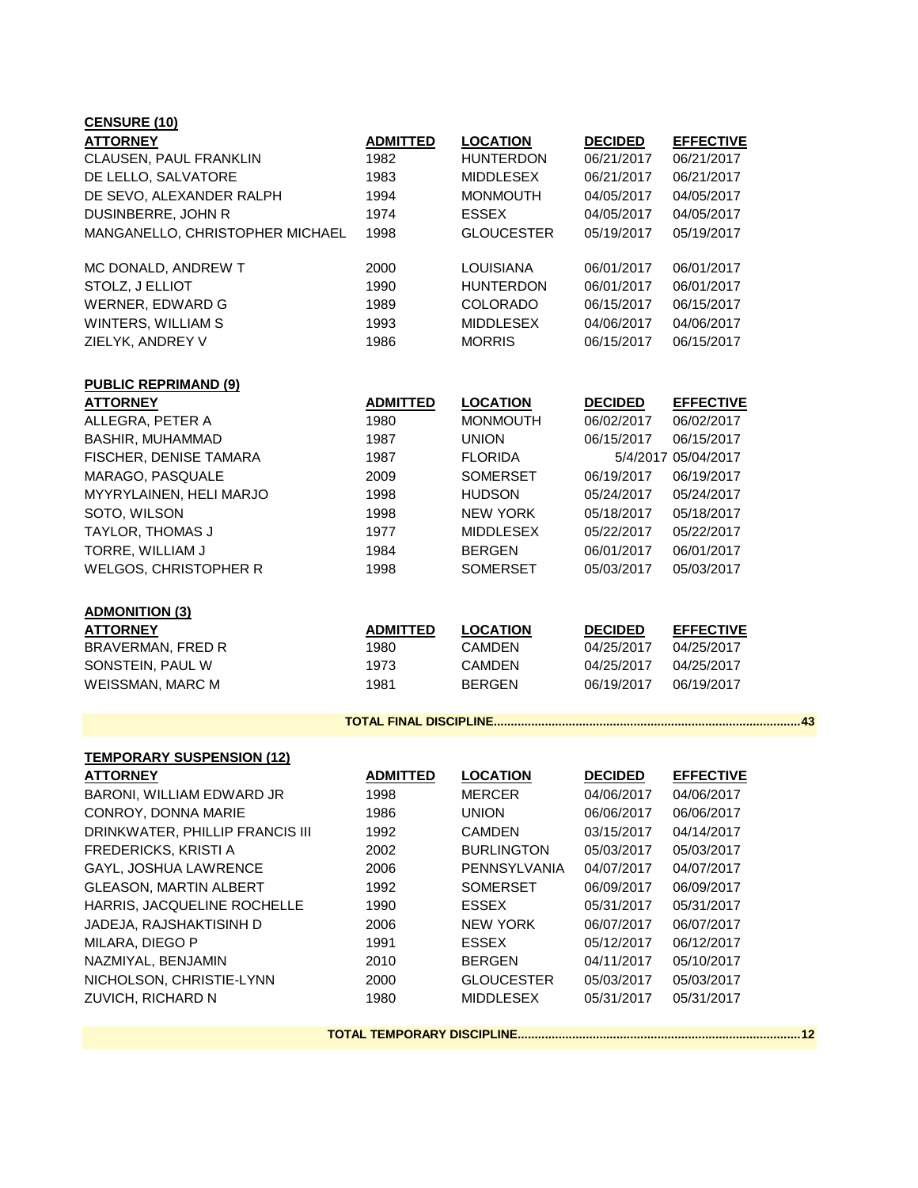**CENSURE (10)**

| ATTORNEY | ADMITTED | LOCATION | DECIDED | EFFECTIVE |
|---|---|---|---|---|
| CLAUSEN, PAUL FRANKLIN | 1982 | HUNTERDON | 06/21/2017 | 06/21/2017 |
| DE LELLO, SALVATORE | 1983 | MIDDLESEX | 06/21/2017 | 06/21/2017 |
| DE SEVO, ALEXANDER RALPH | 1994 | MONMOUTH | 04/05/2017 | 04/05/2017 |
| DUSINBERRE, JOHN R | 1974 | ESSEX | 04/05/2017 | 04/05/2017 |
| MANGANELLO, CHRISTOPHER MICHAEL | 1998 | GLOUCESTER | 05/19/2017 | 05/19/2017 |
| MC DONALD, ANDREW T | 2000 | LOUISIANA | 06/01/2017 | 06/01/2017 |
| STOLZ, J ELLIOT | 1990 | HUNTERDON | 06/01/2017 | 06/01/2017 |
| WERNER, EDWARD G | 1989 | COLORADO | 06/15/2017 | 06/15/2017 |
| WINTERS, WILLIAM S | 1993 | MIDDLESEX | 04/06/2017 | 04/06/2017 |
| ZIELYK, ANDREY V | 1986 | MORRIS | 06/15/2017 | 06/15/2017 |

**PUBLIC REPRIMAND (9)**

| ATTORNEY | ADMITTED | LOCATION | DECIDED | EFFECTIVE |
|---|---|---|---|---|
| ALLEGRA, PETER A | 1980 | MONMOUTH | 06/02/2017 | 06/02/2017 |
| BASHIR, MUHAMMAD | 1987 | UNION | 06/15/2017 | 06/15/2017 |
| FISCHER, DENISE TAMARA | 1987 | FLORIDA | 5/4/2017 | 05/04/2017 |
| MARAGO, PASQUALE | 2009 | SOMERSET | 06/19/2017 | 06/19/2017 |
| MYYRYLAINEN, HELI MARJO | 1998 | HUDSON | 05/24/2017 | 05/24/2017 |
| SOTO, WILSON | 1998 | NEW YORK | 05/18/2017 | 05/18/2017 |
| TAYLOR, THOMAS J | 1977 | MIDDLESEX | 05/22/2017 | 05/22/2017 |
| TORRE, WILLIAM J | 1984 | BERGEN | 06/01/2017 | 06/01/2017 |
| WELGOS, CHRISTOPHER R | 1998 | SOMERSET | 05/03/2017 | 05/03/2017 |

**ADMONITION (3)**

| ATTORNEY | ADMITTED | LOCATION | DECIDED | EFFECTIVE |
|---|---|---|---|---|
| BRAVERMAN, FRED R | 1980 | CAMDEN | 04/25/2017 | 04/25/2017 |
| SONSTEIN, PAUL W | 1973 | CAMDEN | 04/25/2017 | 04/25/2017 |
| WEISSMAN, MARC M | 1981 | BERGEN | 06/19/2017 | 06/19/2017 |

**TOTAL FINAL DISCIPLINE..........................................................................................43**

**TEMPORARY SUSPENSION (12)**

| ATTORNEY | ADMITTED | LOCATION | DECIDED | EFFECTIVE |
|---|---|---|---|---|
| BARONI, WILLIAM EDWARD JR | 1998 | MERCER | 04/06/2017 | 04/06/2017 |
| CONROY, DONNA MARIE | 1986 | UNION | 06/06/2017 | 06/06/2017 |
| DRINKWATER, PHILLIP FRANCIS III | 1992 | CAMDEN | 03/15/2017 | 04/14/2017 |
| FREDERICKS, KRISTI A | 2002 | BURLINGTON | 05/03/2017 | 05/03/2017 |
| GAYL, JOSHUA LAWRENCE | 2006 | PENNSYLVANIA | 04/07/2017 | 04/07/2017 |
| GLEASON, MARTIN ALBERT | 1992 | SOMERSET | 06/09/2017 | 06/09/2017 |
| HARRIS, JACQUELINE ROCHELLE | 1990 | ESSEX | 05/31/2017 | 05/31/2017 |
| JADEJA, RAJSHAKTISINH D | 2006 | NEW YORK | 06/07/2017 | 06/07/2017 |
| MILARA, DIEGO P | 1991 | ESSEX | 05/12/2017 | 06/12/2017 |
| NAZMIYAL, BENJAMIN | 2010 | BERGEN | 04/11/2017 | 05/10/2017 |
| NICHOLSON, CHRISTIE-LYNN | 2000 | GLOUCESTER | 05/03/2017 | 05/03/2017 |
| ZUVICH, RICHARD N | 1980 | MIDDLESEX | 05/31/2017 | 05/31/2017 |

**TOTAL TEMPORARY DISCIPLINE..................................................................................12**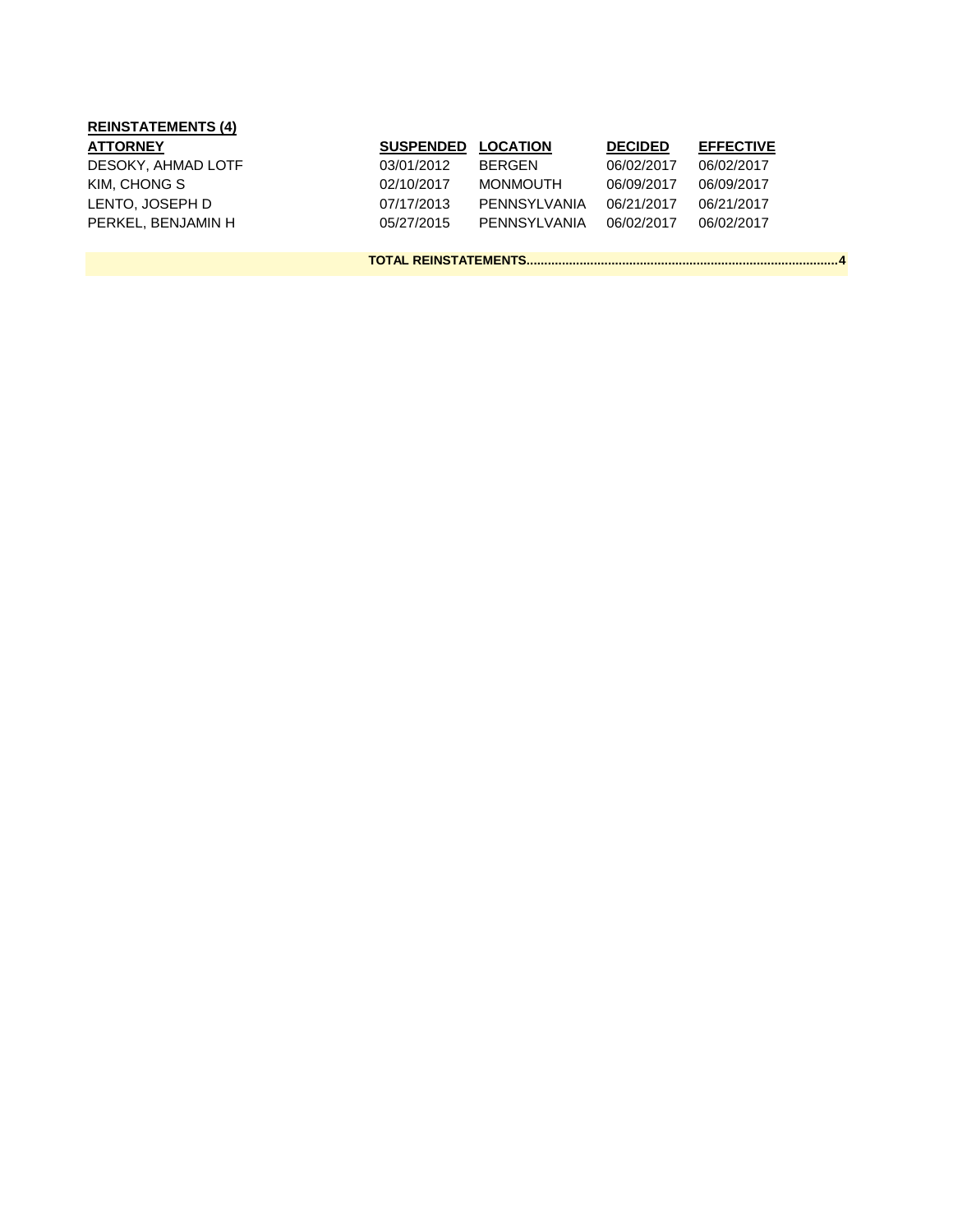**REINSTATEMENTS (4)**

| ATTORNEY | SUSPENDED | LOCATION | DECIDED | EFFECTIVE |
|---|---|---|---|---|
| DESOKY, AHMAD LOTF | 03/01/2012 | BERGEN | 06/02/2017 | 06/02/2017 |
| KIM, CHONG S | 02/10/2017 | MONMOUTH | 06/09/2017 | 06/09/2017 |
| LENTO, JOSEPH D | 07/17/2013 | PENNSYLVANIA | 06/21/2017 | 06/21/2017 |
| PERKEL, BENJAMIN H | 05/27/2015 | PENNSYLVANIA | 06/02/2017 | 06/02/2017 |

**TOTAL REINSTATEMENTS......................................................................................4**